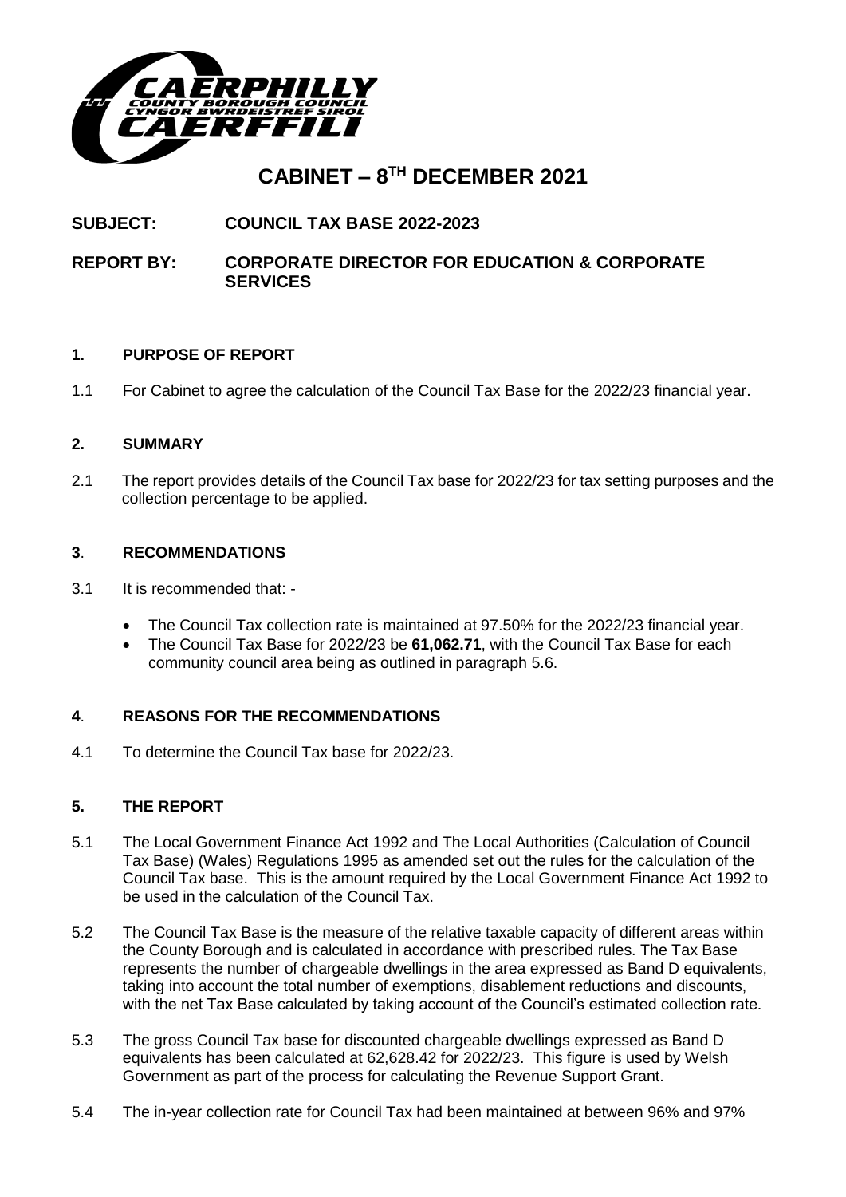# CABINET – 8TH DECEMBER 2021

**SUBJECT: COUNCIL TAX BASE 2022-2023**

**REPORT BY: CORPORATE DIRECTOR FOR EDUCATION & CORPORATE SERVICES**

## 1. PURPOSE OF REPORT

1.1 For Cabinet to agree the calculation of the Council Tax Base for the 2022/23 financial year.

## 2. SUMMARY

2.1 The report provides details of the Council Tax base for 2022/23 for tax setting purposes and the collection percentage to be applied.

## 3. RECOMMENDATIONS

3.1 It is recommended that: -

- The Council Tax collection rate is maintained at 97.50% for the 2022/23 financial year.
- The Council Tax Base for 2022/23 be **61,062.71**, with the Council Tax Base for each community council area being as outlined in paragraph 5.6.

## 4. REASONS FOR THE RECOMMENDATIONS

4.1 To determine the Council Tax base for 2022/23.

## 5. THE REPORT

5.1 The Local Government Finance Act 1992 and The Local Authorities (Calculation of Council Tax Base) (Wales) Regulations 1995 as amended set out the rules for the calculation of the Council Tax base. This is the amount required by the Local Government Finance Act 1992 to be used in the calculation of the Council Tax.

5.2 The Council Tax Base is the measure of the relative taxable capacity of different areas within the County Borough and is calculated in accordance with prescribed rules. The Tax Base represents the number of chargeable dwellings in the area expressed as Band D equivalents, taking into account the total number of exemptions, disablement reductions and discounts, with the net Tax Base calculated by taking account of the Council's estimated collection rate.

5.3 The gross Council Tax base for discounted chargeable dwellings expressed as Band D equivalents has been calculated at 62,628.42 for 2022/23. This figure is used by Welsh Government as part of the process for calculating the Revenue Support Grant.

5.4 The in-year collection rate for Council Tax had been maintained at between 96% and 97%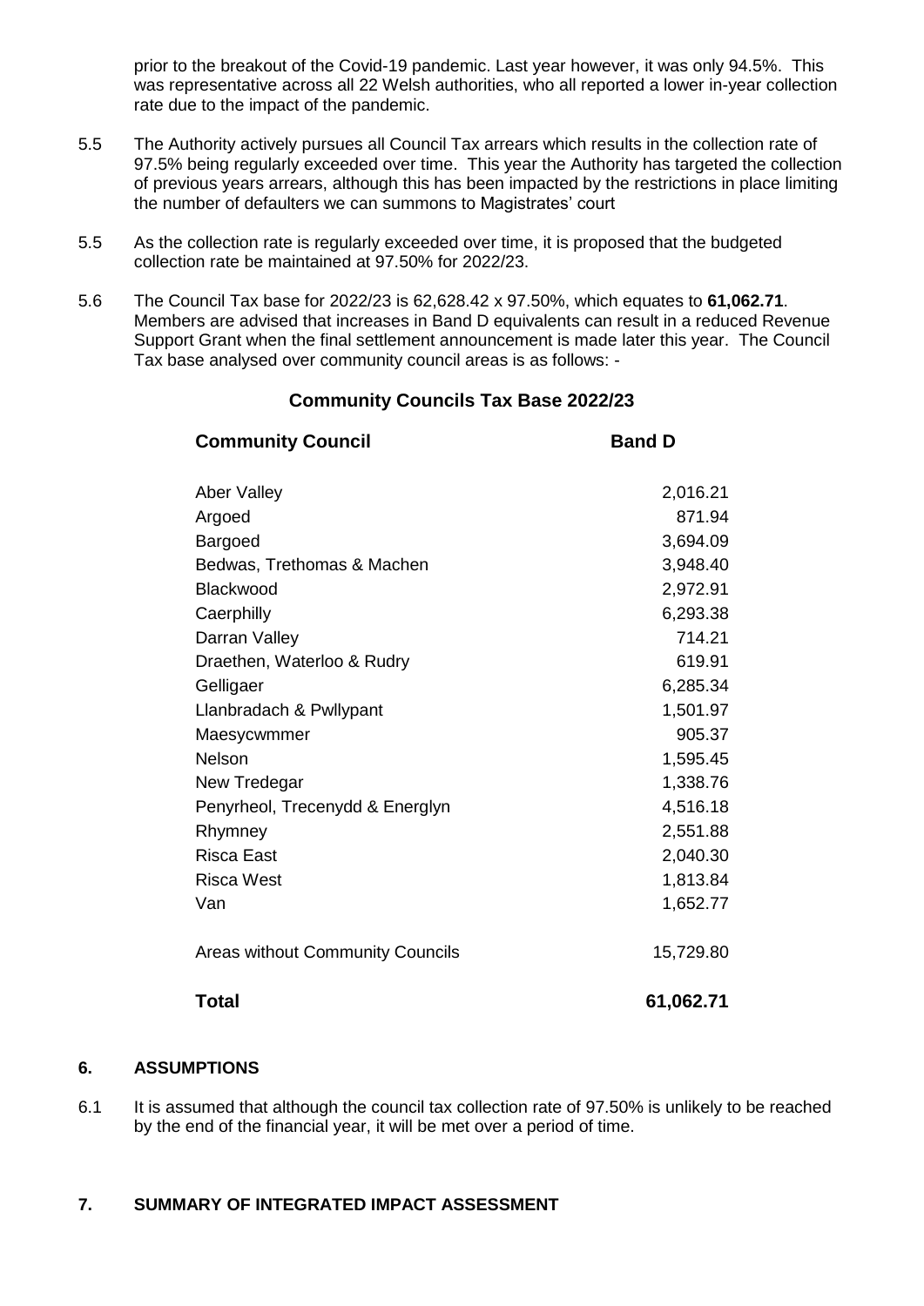prior to the breakout of the Covid-19 pandemic. Last year however, it was only 94.5%. This was representative across all 22 Welsh authorities, who all reported a lower in-year collection rate due to the impact of the pandemic.

5.5 The Authority actively pursues all Council Tax arrears which results in the collection rate of 97.5% being regularly exceeded over time. This year the Authority has targeted the collection of previous years arrears, although this has been impacted by the restrictions in place limiting the number of defaulters we can summons to Magistrates' court

5.5 As the collection rate is regularly exceeded over time, it is proposed that the budgeted collection rate be maintained at 97.50% for 2022/23.

5.6 The Council Tax base for 2022/23 is 62,628.42 x 97.50%, which equates to **61,062.71**. Members are advised that increases in Band D equivalents can result in a reduced Revenue Support Grant when the final settlement announcement is made later this year. The Council Tax base analysed over community council areas is as follows: -

**Community Councils Tax Base 2022/23**

| Community Council | Band D |
|---|---|
| Aber Valley | 2,016.21 |
| Argoed | 871.94 |
| Bargoed | 3,694.09 |
| Bedwas, Trethomas & Machen | 3,948.40 |
| Blackwood | 2,972.91 |
| Caerphilly | 6,293.38 |
| Darran Valley | 714.21 |
| Draethen, Waterloo & Rudry | 619.91 |
| Gelligaer | 6,285.34 |
| Llanbradach & Pwllypant | 1,501.97 |
| Maesycwmmer | 905.37 |
| Nelson | 1,595.45 |
| New Tredegar | 1,338.76 |
| Penyrheol, Trecenydd & Energlyn | 4,516.18 |
| Rhymney | 2,551.88 |
| Risca East | 2,040.30 |
| Risca West | 1,813.84 |
| Van | 1,652.77 |
| Areas without Community Councils | 15,729.80 |
| **Total** | **61,062.71** |

## 6. ASSUMPTIONS

6.1 It is assumed that although the council tax collection rate of 97.50% is unlikely to be reached by the end of the financial year, it will be met over a period of time.

## 7. SUMMARY OF INTEGRATED IMPACT ASSESSMENT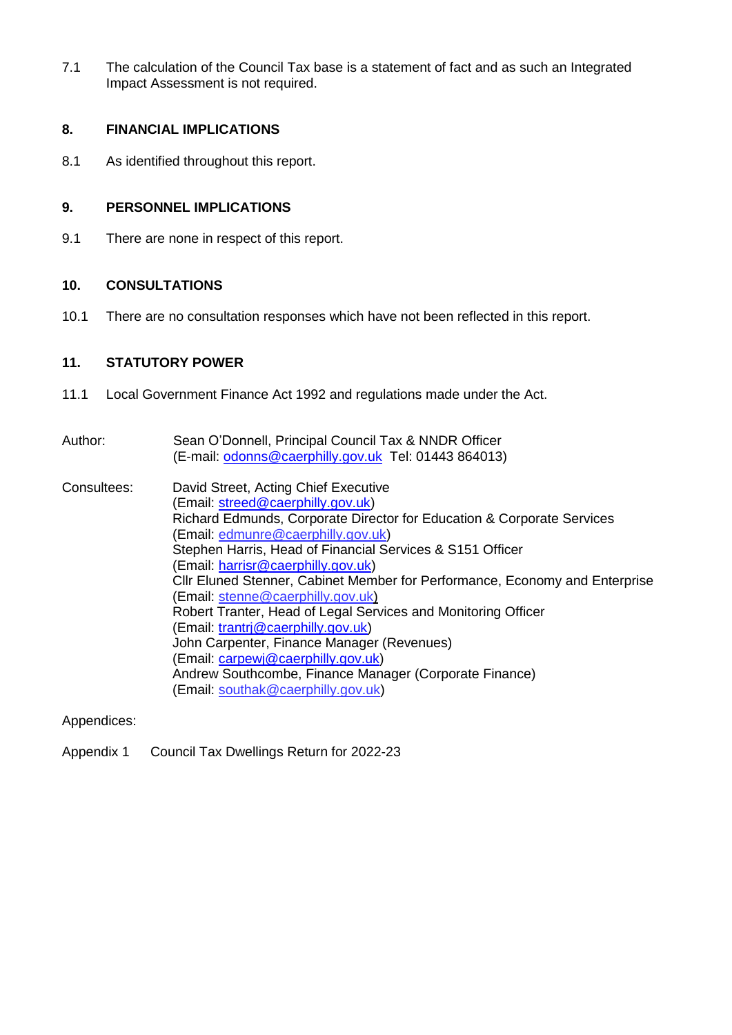7.1 The calculation of the Council Tax base is a statement of fact and as such an Integrated Impact Assessment is not required.

## 8. FINANCIAL IMPLICATIONS

8.1 As identified throughout this report.

## 9. PERSONNEL IMPLICATIONS

9.1 There are none in respect of this report.

## 10. CONSULTATIONS

10.1 There are no consultation responses which have not been reflected in this report.

## 11. STATUTORY POWER

11.1 Local Government Finance Act 1992 and regulations made under the Act.

Author: Sean O'Donnell, Principal Council Tax & NNDR Officer
(E-mail: odonns@caerphilly.gov.uk Tel: 01443 864013)

Consultees: David Street, Acting Chief Executive
(Email: streed@caerphilly.gov.uk)
Richard Edmunds, Corporate Director for Education & Corporate Services
(Email: edmunre@caerphilly.gov.uk)
Stephen Harris, Head of Financial Services & S151 Officer
(Email: harrisr@caerphilly.gov.uk)
Cllr Eluned Stenner, Cabinet Member for Performance, Economy and Enterprise
(Email: stenne@caerphilly.gov.uk)
Robert Tranter, Head of Legal Services and Monitoring Officer
(Email: trantrj@caerphilly.gov.uk)
John Carpenter, Finance Manager (Revenues)
(Email: carpewj@caerphilly.gov.uk)
Andrew Southcombe, Finance Manager (Corporate Finance)
(Email: southak@caerphilly.gov.uk)

Appendices:

Appendix 1 Council Tax Dwellings Return for 2022-23